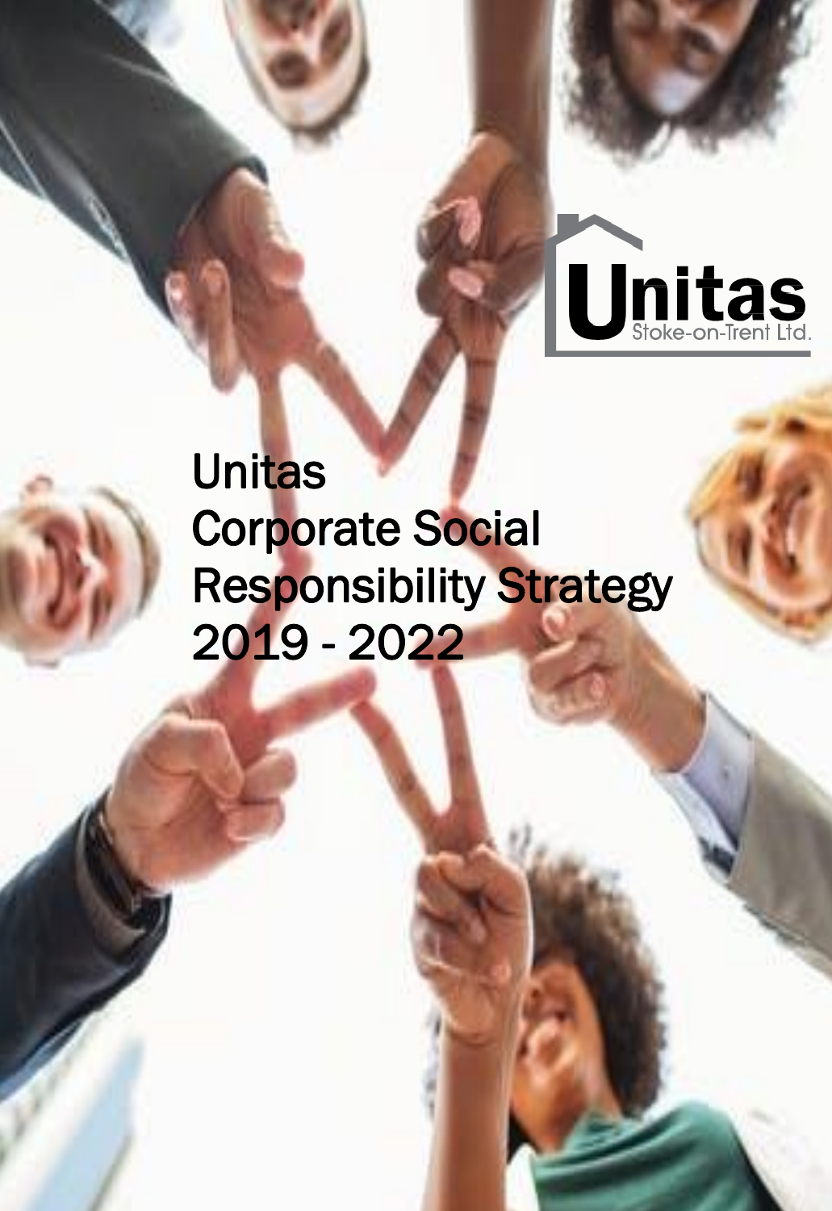Unitas Stoke-on-Trent Ltd.

# Unitas Corporate Social Responsibility Strategy 2019 - 2022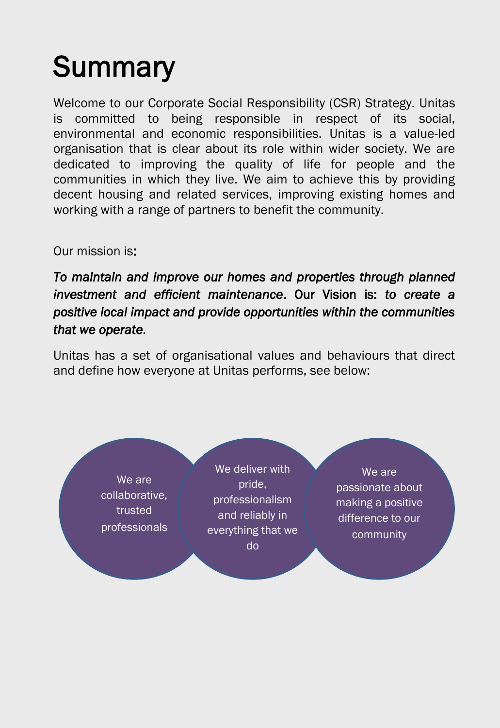# Summary

Welcome to our Corporate Social Responsibility (CSR) Strategy. Unitas is committed to being responsible in respect of its social, environmental and economic responsibilities. Unitas is a value-led organisation that is clear about its role within wider society. We are dedicated to improving the quality of life for people and the communities in which they live. We aim to achieve this by providing decent housing and related services, improving existing homes and working with a range of partners to benefit the community.

Our mission is:

*To maintain and improve our homes and properties through planned investment and efficient maintenance*. Our Vision is: *to create a positive local impact and provide opportunities within the communities that we operate.*

Unitas has a set of organisational values and behaviours that direct and define how everyone at Unitas performs, see below:

- We are collaborative, trusted professionals
- We deliver with pride, professionalism and reliably in everything that we do
- We are passionate about making a positive difference to our community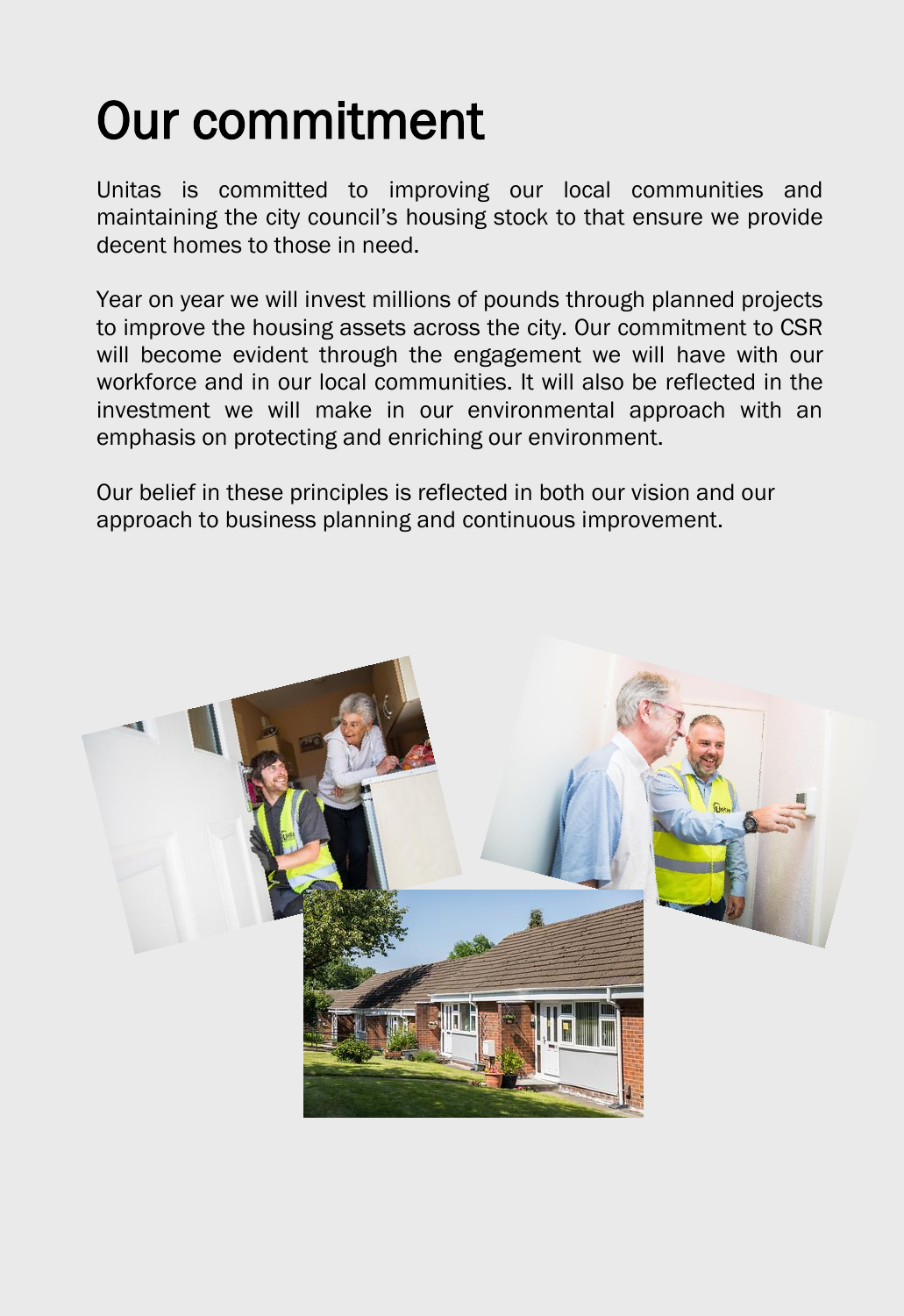# Our commitment

Unitas is committed to improving our local communities and maintaining the city council's housing stock to that ensure we provide decent homes to those in need.

Year on year we will invest millions of pounds through planned projects to improve the housing assets across the city. Our commitment to CSR will become evident through the engagement we will have with our workforce and in our local communities. It will also be reflected in the investment we will make in our environmental approach with an emphasis on protecting and enriching our environment.

Our belief in these principles is reflected in both our vision and our approach to business planning and continuous improvement.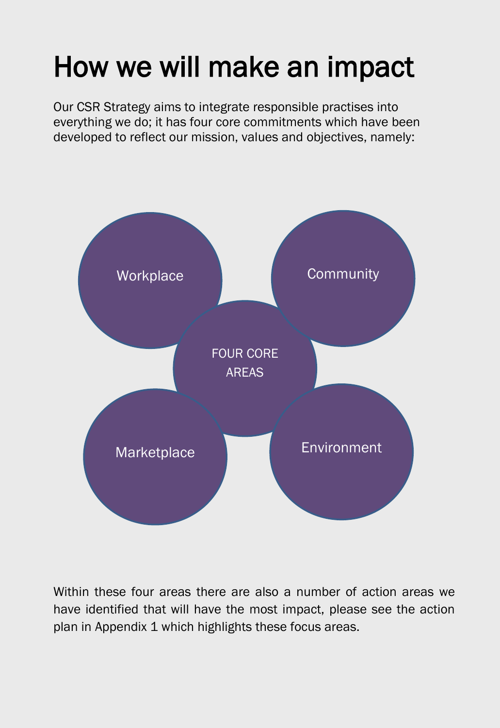# How we will make an impact

Our CSR Strategy aims to integrate responsible practises into everything we do; it has four core commitments which have been developed to reflect our mission, values and objectives, namely:

FOUR CORE AREAS

- Workplace
- Community
- Marketplace
- Environment

Within these four areas there are also a number of action areas we have identified that will have the most impact, please see the action plan in Appendix 1 which highlights these focus areas.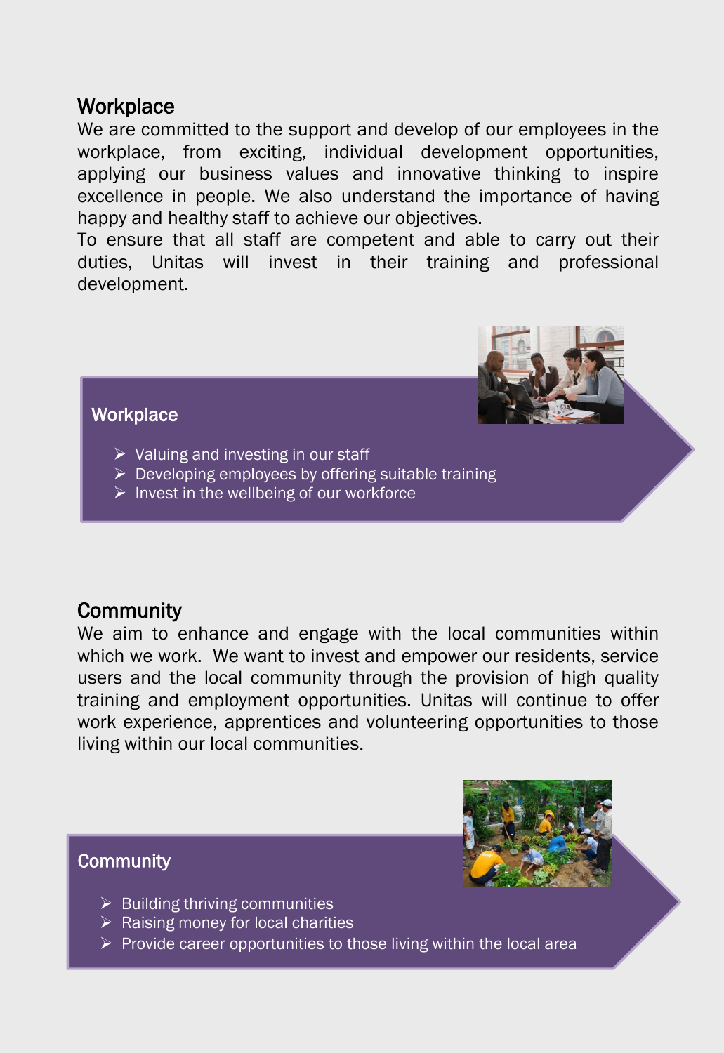## Workplace

We are committed to the support and develop of our employees in the workplace, from exciting, individual development opportunities, applying our business values and innovative thinking to inspire excellence in people. We also understand the importance of having happy and healthy staff to achieve our objectives.

To ensure that all staff are competent and able to carry out their duties, Unitas will invest in their training and professional development.

### Workplace

- Valuing and investing in our staff
- Developing employees by offering suitable training
- Invest in the wellbeing of our workforce

## Community

We aim to enhance and engage with the local communities within which we work. We want to invest and empower our residents, service users and the local community through the provision of high quality training and employment opportunities. Unitas will continue to offer work experience, apprentices and volunteering opportunities to those living within our local communities.

### Community

- Building thriving communities
- Raising money for local charities
- Provide career opportunities to those living within the local area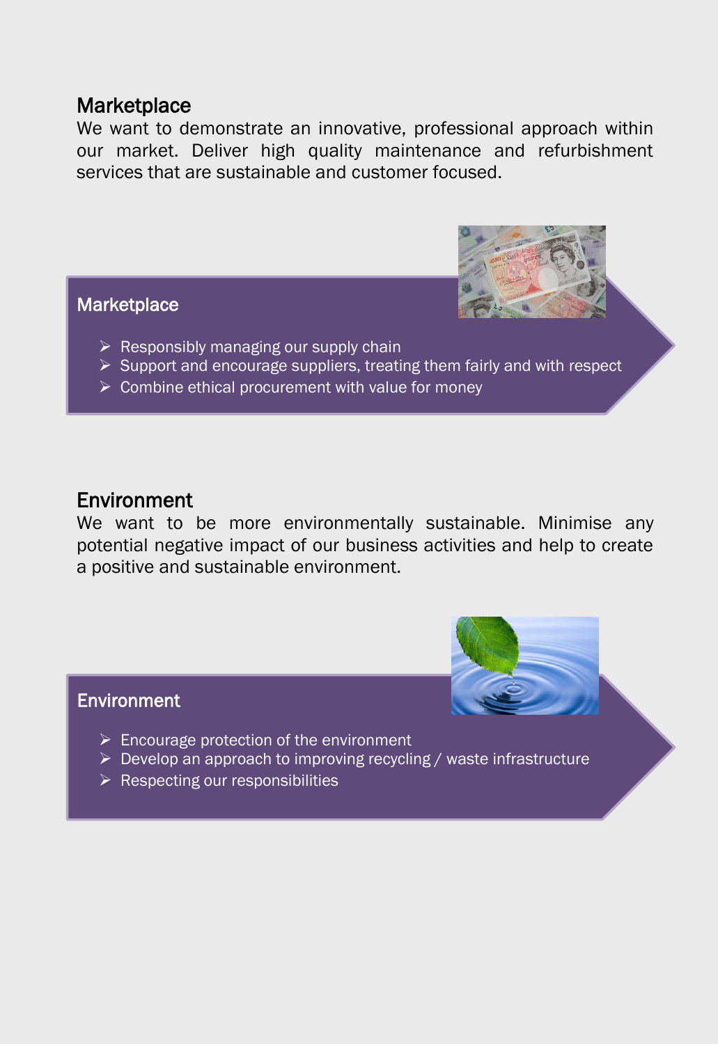## Marketplace

We want to demonstrate an innovative, professional approach within our market. Deliver high quality maintenance and refurbishment services that are sustainable and customer focused.

### Marketplace

- Responsibly managing our supply chain
- Support and encourage suppliers, treating them fairly and with respect
- Combine ethical procurement with value for money

## Environment

We want to be more environmentally sustainable. Minimise any potential negative impact of our business activities and help to create a positive and sustainable environment.

### Environment

- Encourage protection of the environment
- Develop an approach to improving recycling / waste infrastructure
- Respecting our responsibilities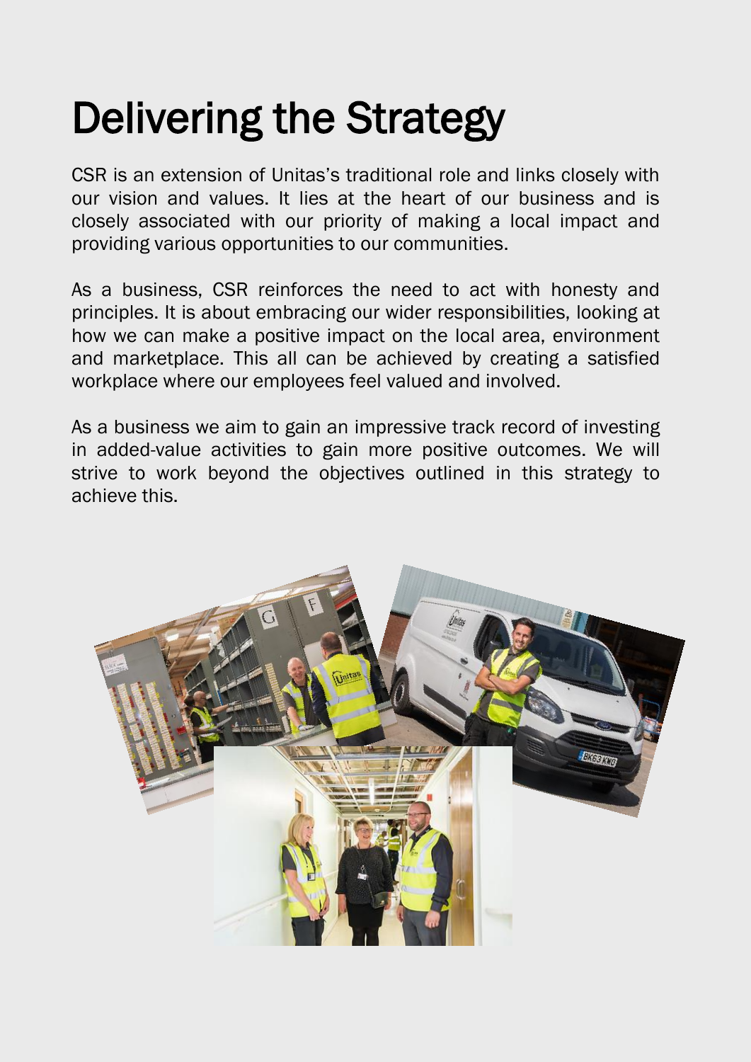# Delivering the Strategy

CSR is an extension of Unitas's traditional role and links closely with our vision and values. It lies at the heart of our business and is closely associated with our priority of making a local impact and providing various opportunities to our communities.

As a business, CSR reinforces the need to act with honesty and principles. It is about embracing our wider responsibilities, looking at how we can make a positive impact on the local area, environment and marketplace. This all can be achieved by creating a satisfied workplace where our employees feel valued and involved.

As a business we aim to gain an impressive track record of investing in added-value activities to gain more positive outcomes. We will strive to work beyond the objectives outlined in this strategy to achieve this.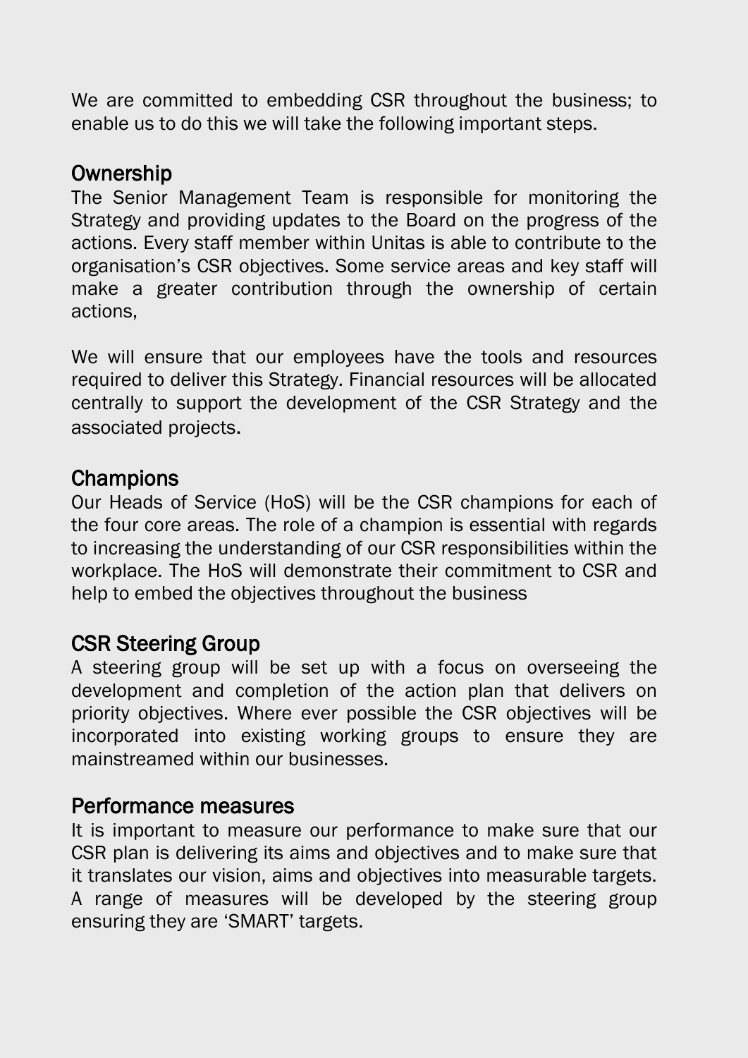We are committed to embedding CSR throughout the business; to enable us to do this we will take the following important steps.

## Ownership

The Senior Management Team is responsible for monitoring the Strategy and providing updates to the Board on the progress of the actions. Every staff member within Unitas is able to contribute to the organisation's CSR objectives. Some service areas and key staff will make a greater contribution through the ownership of certain actions,

We will ensure that our employees have the tools and resources required to deliver this Strategy. Financial resources will be allocated centrally to support the development of the CSR Strategy and the associated projects.

## Champions

Our Heads of Service (HoS) will be the CSR champions for each of the four core areas. The role of a champion is essential with regards to increasing the understanding of our CSR responsibilities within the workplace. The HoS will demonstrate their commitment to CSR and help to embed the objectives throughout the business

## CSR Steering Group

A steering group will be set up with a focus on overseeing the development and completion of the action plan that delivers on priority objectives. Where ever possible the CSR objectives will be incorporated into existing working groups to ensure they are mainstreamed within our businesses.

## Performance measures

It is important to measure our performance to make sure that our CSR plan is delivering its aims and objectives and to make sure that it translates our vision, aims and objectives into measurable targets. A range of measures will be developed by the steering group ensuring they are 'SMART' targets.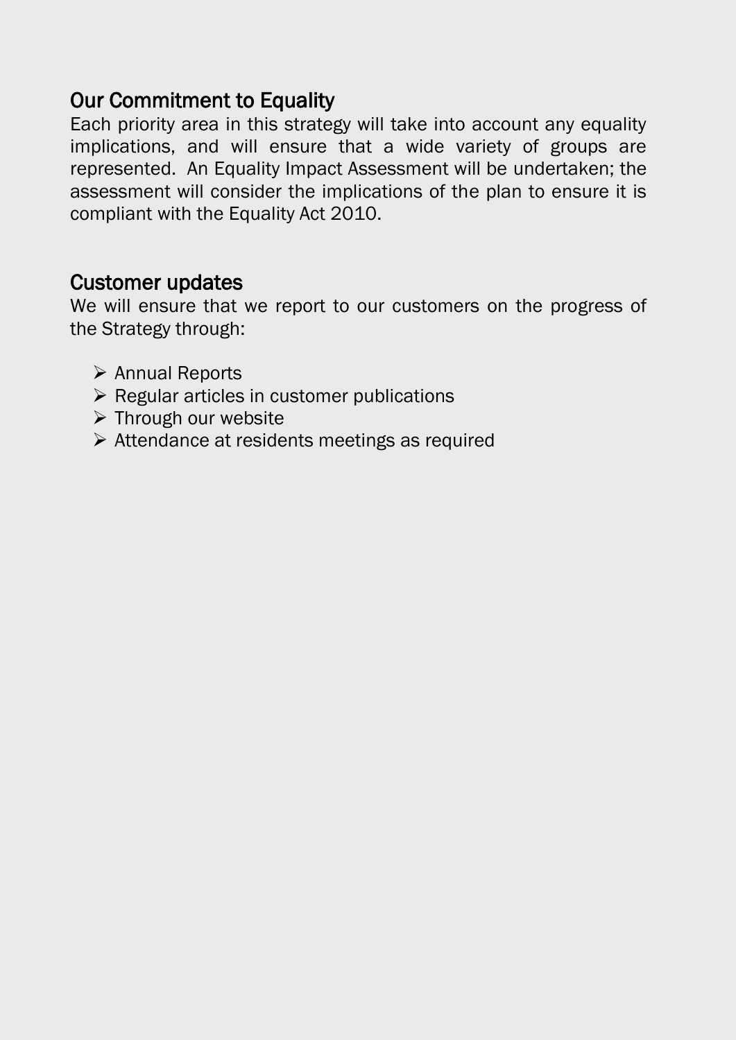## Our Commitment to Equality

Each priority area in this strategy will take into account any equality implications, and will ensure that a wide variety of groups are represented. An Equality Impact Assessment will be undertaken; the assessment will consider the implications of the plan to ensure it is compliant with the Equality Act 2010.

## Customer updates

We will ensure that we report to our customers on the progress of the Strategy through:

- Annual Reports
- Regular articles in customer publications
- Through our website
- Attendance at residents meetings as required